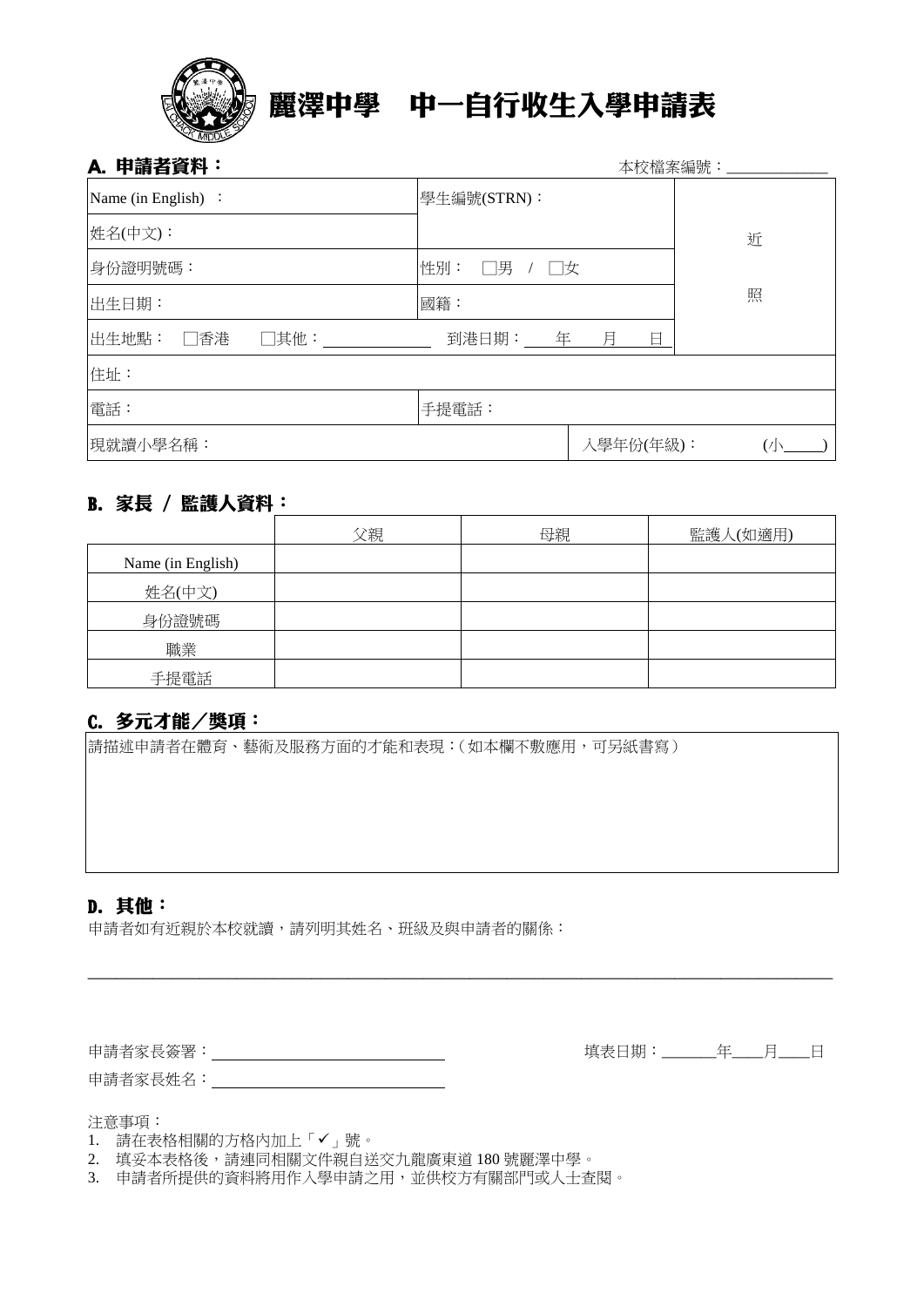# 麗澤中學　中一自行收生入學申請表

## A. 申請者資料：

本校檔案編號：____________

| | | |
|---|---|---|
| Name (in English) ： | 學生編號(STRN)： | 近照 |
| 姓名(中文)： | | |
| 身份證明號碼： | 性別： □男 / □女 | |
| 出生日期： | 國籍： | |
| 出生地點： □香港 □其他：____________ | 到港日期：____年____月____日 | |
| 住址： | | |
| 電話： | 手提電話： | |
| 現就讀小學名稱： | 入學年份(年級)： | (小____) |

## B. 家長 / 監護人資料：

| | 父親 | 母親 | 監護人(如適用) |
|---|---|---|---|
| Name (in English) | | | |
| 姓名(中文) | | | |
| 身份證號碼 | | | |
| 職業 | | | |
| 手提電話 | | | |

## C. 多元才能／獎項：

請描述申請者在體育、藝術及服務方面的才能和表現：(如本欄不敷應用，可另紙書寫)

## D. 其他：

申請者如有近親於本校就讀，請列明其姓名、班級及與申請者的關係：

______________________________________________________________________________

申請者家長簽署：________________________　　填表日期：______年____月____日

申請者家長姓名：________________________

注意事項：

1. 請在表格相關的方格內加上「✓」號。
2. 填妥本表格後，請連同相關文件親自送交九龍廣東道 180 號麗澤中學。
3. 申請者所提供的資料將用作入學申請之用，並供校方有關部門或人士查閱。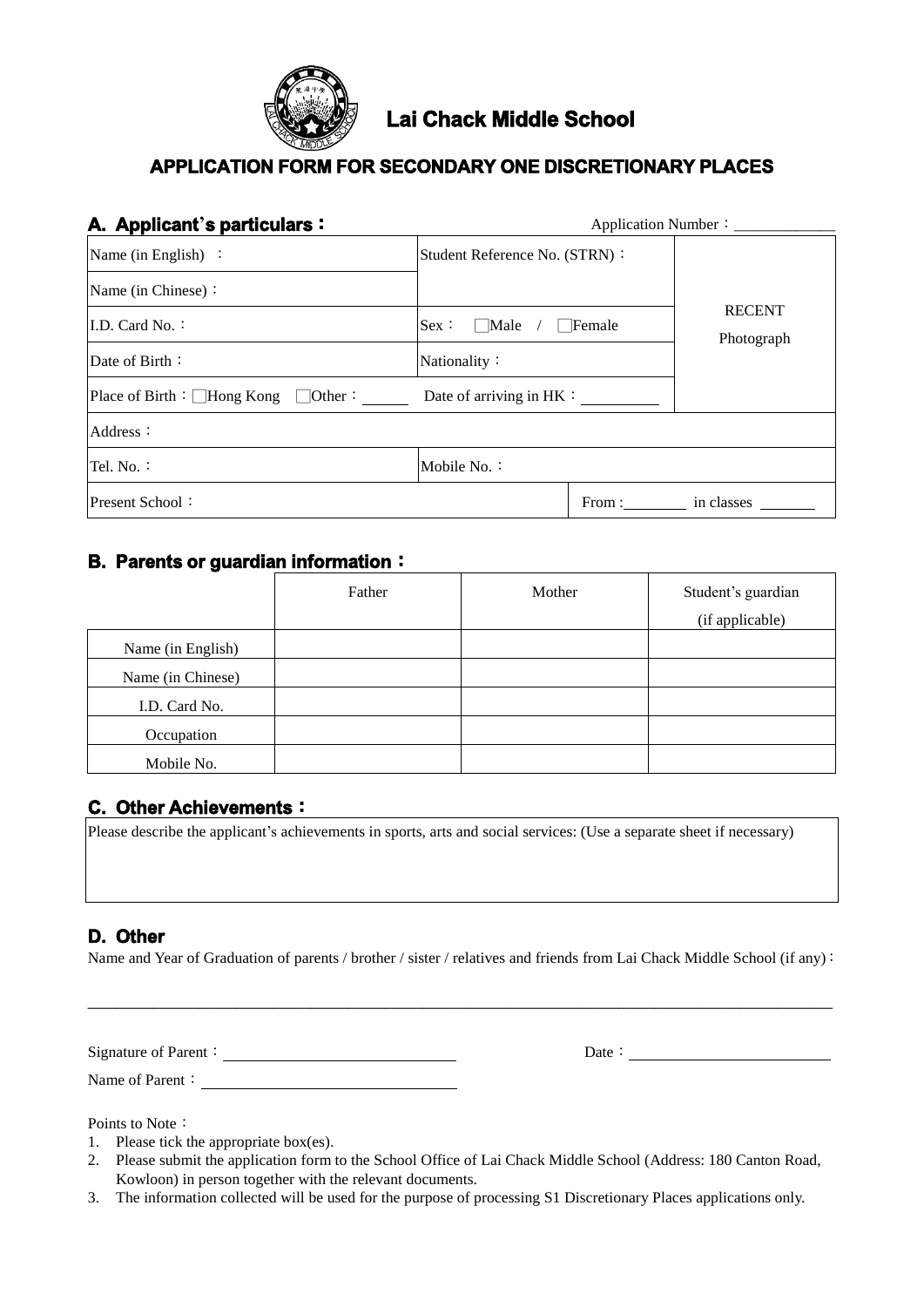# Lai Chack Middle School

## APPLICATION FORM FOR SECONDARY ONE DISCRETIONARY PLACES

### A. Applicant's particulars：

Application Number：_____________

| | | |
|---|---|---|
| Name (in English) ： | Student Reference No. (STRN)： | RECENT Photograph |
| Name (in Chinese)： | | |
| I.D. Card No.： | Sex： ☐Male / ☐Female | |
| Date of Birth： | Nationality： | |
| Place of Birth：☐Hong Kong ☐Other：______ | Date of arriving in HK：__________ | |
| Address： | | |
| Tel. No.： | Mobile No.： | |
| Present School： | From :________ in classes _______ | |

### B. Parents or guardian information：

| | Father | Mother | Student's guardian (if applicable) |
|---|---|---|---|
| Name (in English) | | | |
| Name (in Chinese) | | | |
| I.D. Card No. | | | |
| Occupation | | | |
| Mobile No. | | | |

### C. Other Achievements：

Please describe the applicant's achievements in sports, arts and social services: (Use a separate sheet if necessary)

### D. Other

Name and Year of Graduation of parents / brother / sister / relatives and friends from Lai Chack Middle School (if any)：

_____________________________________________________________________________

Signature of Parent：______________________________ Date：__________________________

Name of Parent：________________________________

Points to Note：

1. Please tick the appropriate box(es).
2. Please submit the application form to the School Office of Lai Chack Middle School (Address: 180 Canton Road, Kowloon) in person together with the relevant documents.
3. The information collected will be used for the purpose of processing S1 Discretionary Places applications only.